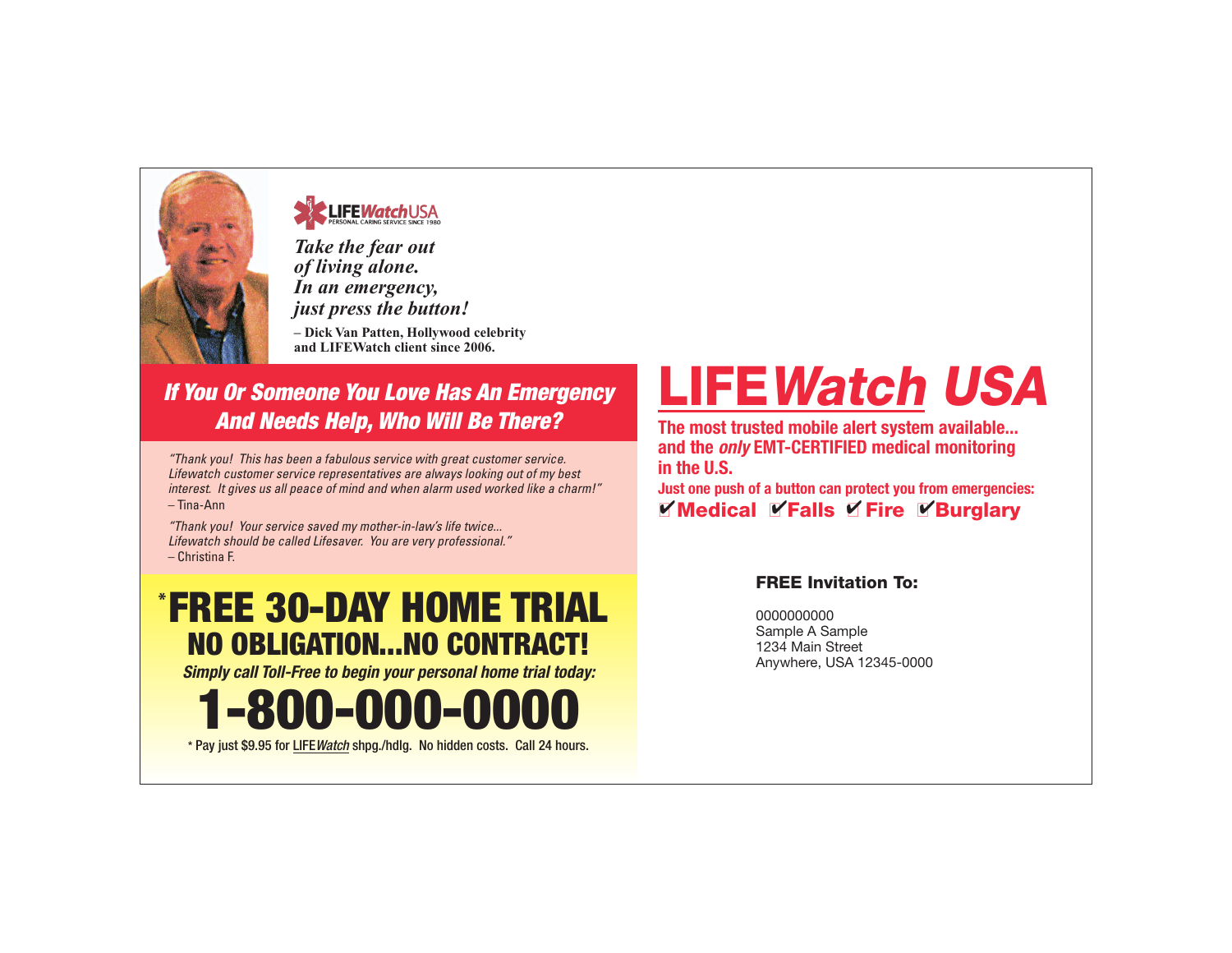LIFEWatchUSA
PERSONAL CARING SERVICE SINCE 1980

*Take the fear out of living alone. In an emergency, just press the button!*

**– Dick Van Patten, Hollywood celebrity and LIFEWatch client since 2006.**

## *If You Or Someone You Love Has An Emergency And Needs Help, Who Will Be There?*

*"Thank you! This has been a fabulous service with great customer service. Lifewatch customer service representatives are always looking out of my best interest. It gives us all peace of mind and when alarm used worked like a charm!"*
– Tina-Ann

*"Thank you! Your service saved my mother-in-law's life twice... Lifewatch should be called Lifesaver. You are very professional."*
– Christina F.

# *FREE 30-DAY HOME TRIAL

## NO OBLIGATION...NO CONTRACT!

***Simply call Toll-Free to begin your personal home trial today:***

# 1-800-000-0000

* Pay just $9.95 for LIFE*Watch* shpg./hdlg. No hidden costs. Call 24 hours.

# LIFE*Watch* USA

**The most trusted mobile alert system available... and the *only* EMT-CERTIFIED medical monitoring in the U.S.**

**Just one push of a button can protect you from emergencies:**

**✔Medical ✔Falls ✔Fire ✔Burglary**

**FREE Invitation To:**

0000000000
Sample A Sample
1234 Main Street
Anywhere, USA 12345-0000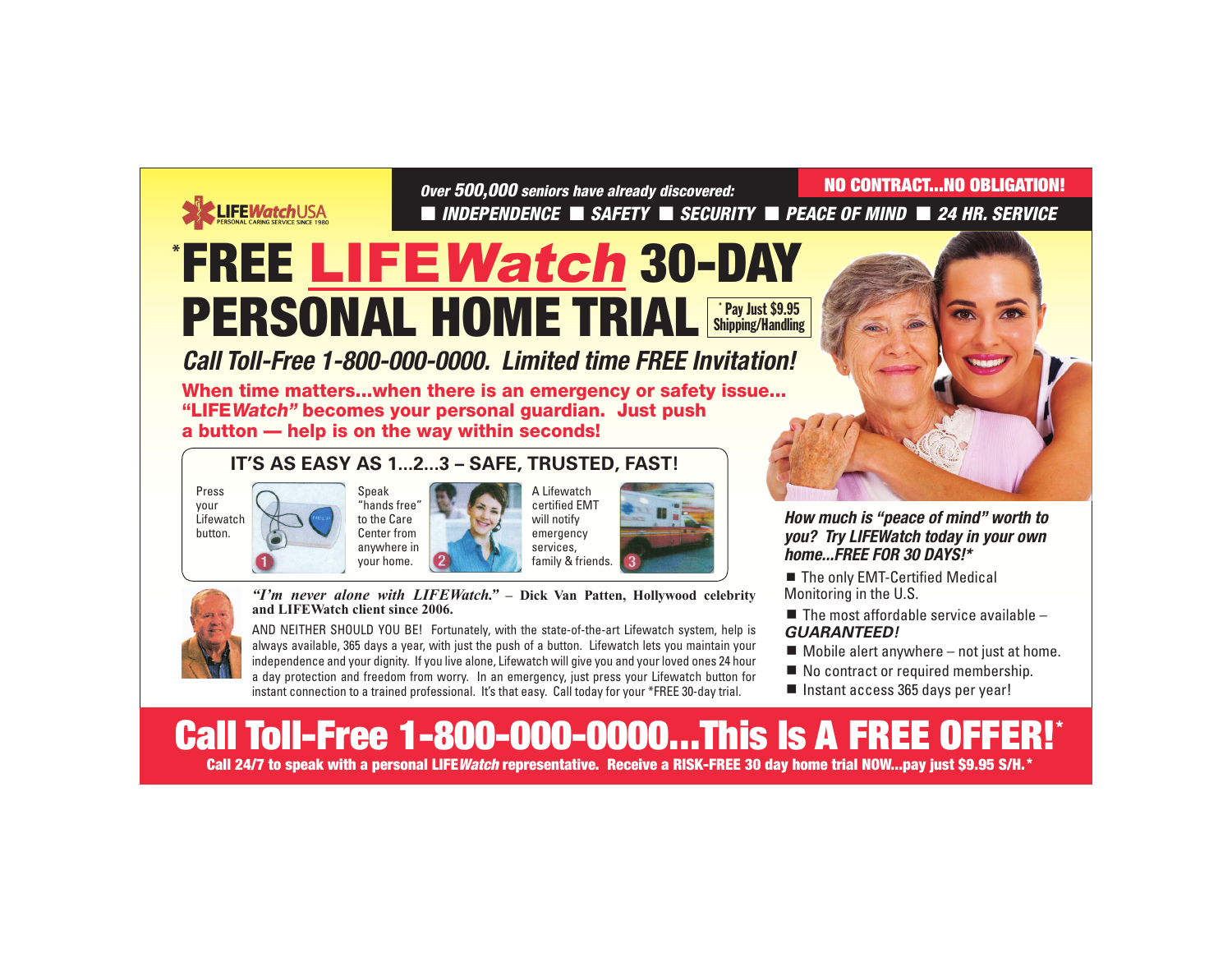LIFEWatchUSA
PERSONAL CARING SERVICE SINCE 1980

*Over 500,000 seniors have already discovered:*

**NO CONTRACT...NO OBLIGATION!**

■ *INDEPENDENCE* ■ *SAFETY* ■ *SECURITY* ■ *PEACE OF MIND* ■ *24 HR. SERVICE*

# *FREE LIFEWatch 30-DAY PERSONAL HOME TRIAL

*Pay Just $9.95 Shipping/Handling

## *Call Toll-Free 1-800-000-0000. Limited time FREE Invitation!*

**When time matters...when there is an emergency or safety issue... "LIFE*Watch*" becomes your personal guardian. Just push a button — help is on the way within seconds!**

### IT'S AS EASY AS 1...2...3 – SAFE, TRUSTED, FAST!

1. Press your Lifewatch button.
2. Speak "hands free" to the Care Center from anywhere in your home.
3. A Lifewatch certified EMT will notify emergency services, family & friends.

***"I'm never alone with LIFEWatch."*** **– Dick Van Patten, Hollywood celebrity and LIFEWatch client since 2006.**

AND NEITHER SHOULD YOU BE! Fortunately, with the state-of-the-art Lifewatch system, help is always available, 365 days a year, with just the push of a button. Lifewatch lets you maintain your independence and your dignity. If you live alone, Lifewatch will give you and your loved ones 24 hour a day protection and freedom from worry. In an emergency, just press your Lifewatch button for instant connection to a trained professional. It's that easy. Call today for your *FREE 30-day trial.

***How much is "peace of mind" worth to you? Try LIFEWatch today in your own home...FREE FOR 30 DAYS!****

- The only EMT-Certified Medical Monitoring in the U.S.
- The most affordable service available – ***GUARANTEED!***
- Mobile alert anywhere – not just at home.
- No contract or required membership.
- Instant access 365 days per year!

# Call Toll-Free 1-800-000-0000...This Is A FREE OFFER!*

**Call 24/7 to speak with a personal LIFE*Watch* representative. Receive a RISK-FREE 30 day home trial NOW...pay just $9.95 S/H.***